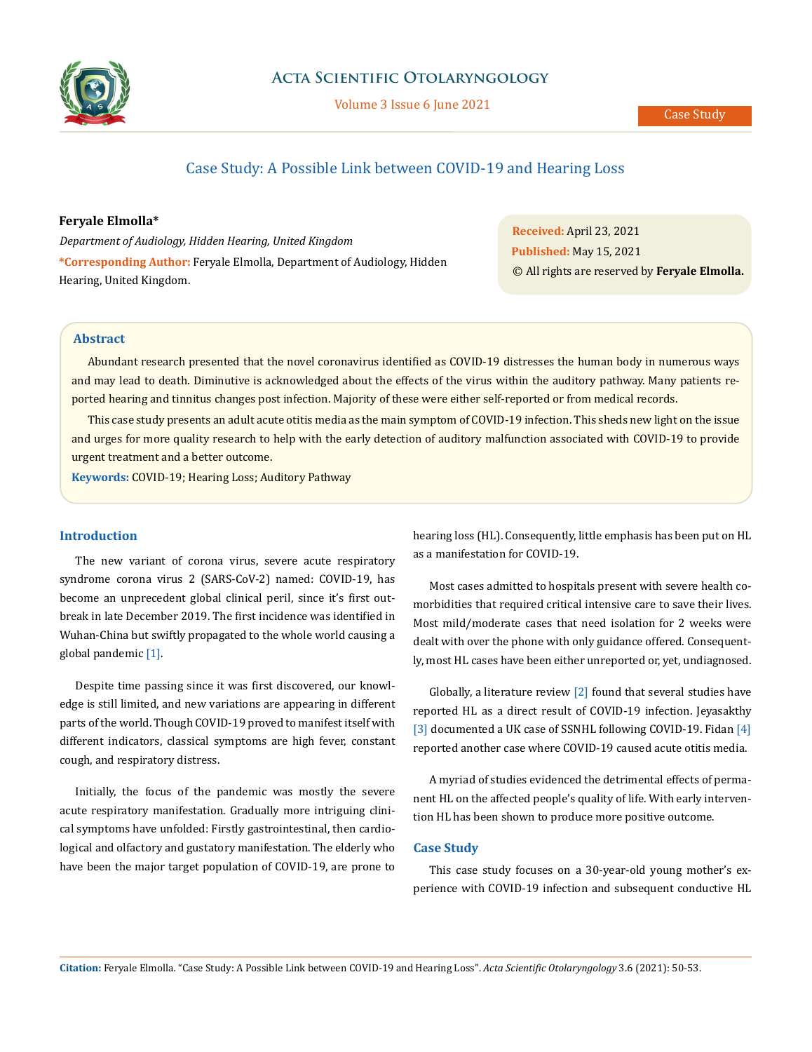# Case Study: A Possible Link between COVID-19 and Hearing Loss

**Feryale Elmolla***

*Department of Audiology, Hidden Hearing, United Kingdom*

***Corresponding Author:** Feryale Elmolla, Department of Audiology, Hidden Hearing, United Kingdom.

**Received:** April 23, 2021
**Published:** May 15, 2021
© All rights are reserved by **Feryale Elmolla.**

## Abstract

Abundant research presented that the novel coronavirus identified as COVID-19 distresses the human body in numerous ways and may lead to death. Diminutive is acknowledged about the effects of the virus within the auditory pathway. Many patients reported hearing and tinnitus changes post infection. Majority of these were either self-reported or from medical records.

This case study presents an adult acute otitis media as the main symptom of COVID-19 infection. This sheds new light on the issue and urges for more quality research to help with the early detection of auditory malfunction associated with COVID-19 to provide urgent treatment and a better outcome.

**Keywords:** COVID-19; Hearing Loss; Auditory Pathway

## Introduction

The new variant of corona virus, severe acute respiratory syndrome corona virus 2 (SARS-CoV-2) named: COVID-19, has become an unprecedent global clinical peril, since it's first outbreak in late December 2019. The first incidence was identified in Wuhan-China but swiftly propagated to the whole world causing a global pandemic [1].

Despite time passing since it was first discovered, our knowledge is still limited, and new variations are appearing in different parts of the world. Though COVID-19 proved to manifest itself with different indicators, classical symptoms are high fever, constant cough, and respiratory distress.

Initially, the focus of the pandemic was mostly the severe acute respiratory manifestation. Gradually more intriguing clinical symptoms have unfolded: Firstly gastrointestinal, then cardiological and olfactory and gustatory manifestation. The elderly who have been the major target population of COVID-19, are prone to hearing loss (HL). Consequently, little emphasis has been put on HL as a manifestation for COVID-19.

Most cases admitted to hospitals present with severe health comorbidities that required critical intensive care to save their lives. Most mild/moderate cases that need isolation for 2 weeks were dealt with over the phone with only guidance offered. Consequently, most HL cases have been either unreported or, yet, undiagnosed.

Globally, a literature review [2] found that several studies have reported HL as a direct result of COVID-19 infection. Jeyasakthy [3] documented a UK case of SSNHL following COVID-19. Fidan [4] reported another case where COVID-19 caused acute otitis media.

A myriad of studies evidenced the detrimental effects of permanent HL on the affected people's quality of life. With early intervention HL has been shown to produce more positive outcome.

## Case Study

This case study focuses on a 30-year-old young mother's experience with COVID-19 infection and subsequent conductive HL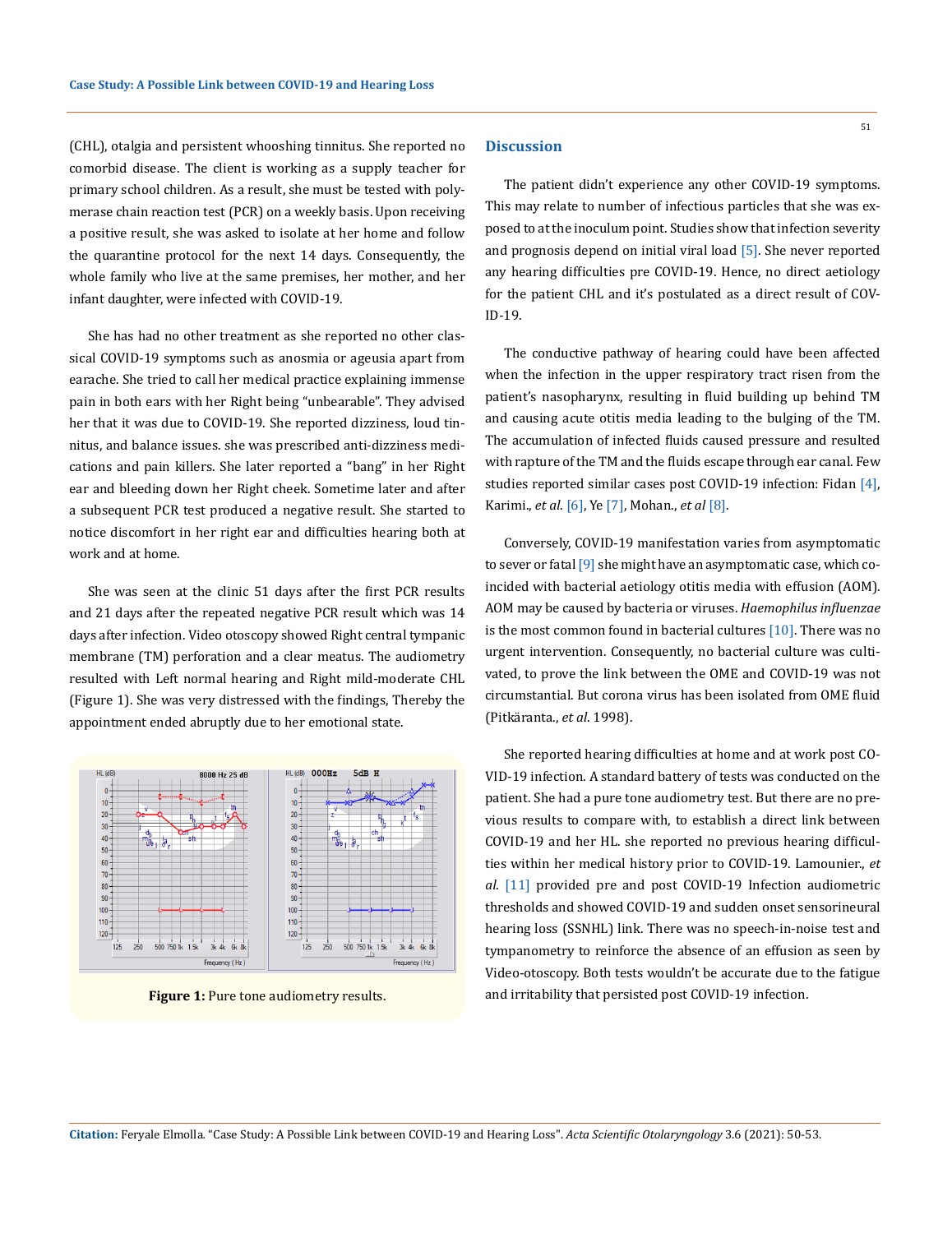(CHL), otalgia and persistent whooshing tinnitus. She reported no comorbid disease. The client is working as a supply teacher for primary school children. As a result, she must be tested with polymerase chain reaction test (PCR) on a weekly basis. Upon receiving a positive result, she was asked to isolate at her home and follow the quarantine protocol for the next 14 days. Consequently, the whole family who live at the same premises, her mother, and her infant daughter, were infected with COVID-19.

She has had no other treatment as she reported no other classical COVID-19 symptoms such as anosmia or ageusia apart from earache. She tried to call her medical practice explaining immense pain in both ears with her Right being "unbearable". They advised her that it was due to COVID-19. She reported dizziness, loud tinnitus, and balance issues. she was prescribed anti-dizziness medications and pain killers. She later reported a "bang" in her Right ear and bleeding down her Right cheek. Sometime later and after a subsequent PCR test produced a negative result. She started to notice discomfort in her right ear and difficulties hearing both at work and at home.

She was seen at the clinic 51 days after the first PCR results and 21 days after the repeated negative PCR result which was 14 days after infection. Video otoscopy showed Right central tympanic membrane (TM) perforation and a clear meatus. The audiometry resulted with Left normal hearing and Right mild-moderate CHL (Figure 1). She was very distressed with the findings, Thereby the appointment ended abruptly due to her emotional state.

**Figure 1:** Pure tone audiometry results.

## Discussion

The patient didn't experience any other COVID-19 symptoms. This may relate to number of infectious particles that she was exposed to at the inoculum point. Studies show that infection severity and prognosis depend on initial viral load [5]. She never reported any hearing difficulties pre COVID-19. Hence, no direct aetiology for the patient CHL and it's postulated as a direct result of COVID-19.

The conductive pathway of hearing could have been affected when the infection in the upper respiratory tract risen from the patient's nasopharynx, resulting in fluid building up behind TM and causing acute otitis media leading to the bulging of the TM. The accumulation of infected fluids caused pressure and resulted with rapture of the TM and the fluids escape through ear canal. Few studies reported similar cases post COVID-19 infection: Fidan [4], Karimi., *et al*. [6], Ye [7], Mohan., *et al* [8].

Conversely, COVID-19 manifestation varies from asymptomatic to sever or fatal [9] she might have an asymptomatic case, which coincided with bacterial aetiology otitis media with effusion (AOM). AOM may be caused by bacteria or viruses. *Haemophilus influenzae* is the most common found in bacterial cultures [10]. There was no urgent intervention. Consequently, no bacterial culture was cultivated, to prove the link between the OME and COVID-19 was not circumstantial. But corona virus has been isolated from OME fluid (Pitkäranta., *et al*. 1998).

She reported hearing difficulties at home and at work post COVID-19 infection. A standard battery of tests was conducted on the patient. She had a pure tone audiometry test. But there are no previous results to compare with, to establish a direct link between COVID-19 and her HL. she reported no previous hearing difficulties within her medical history prior to COVID-19. Lamounier., *et al*. [11] provided pre and post COVID-19 Infection audiometric thresholds and showed COVID-19 and sudden onset sensorineural hearing loss (SSNHL) link. There was no speech-in-noise test and tympanometry to reinforce the absence of an effusion as seen by Video-otoscopy. Both tests wouldn't be accurate due to the fatigue and irritability that persisted post COVID-19 infection.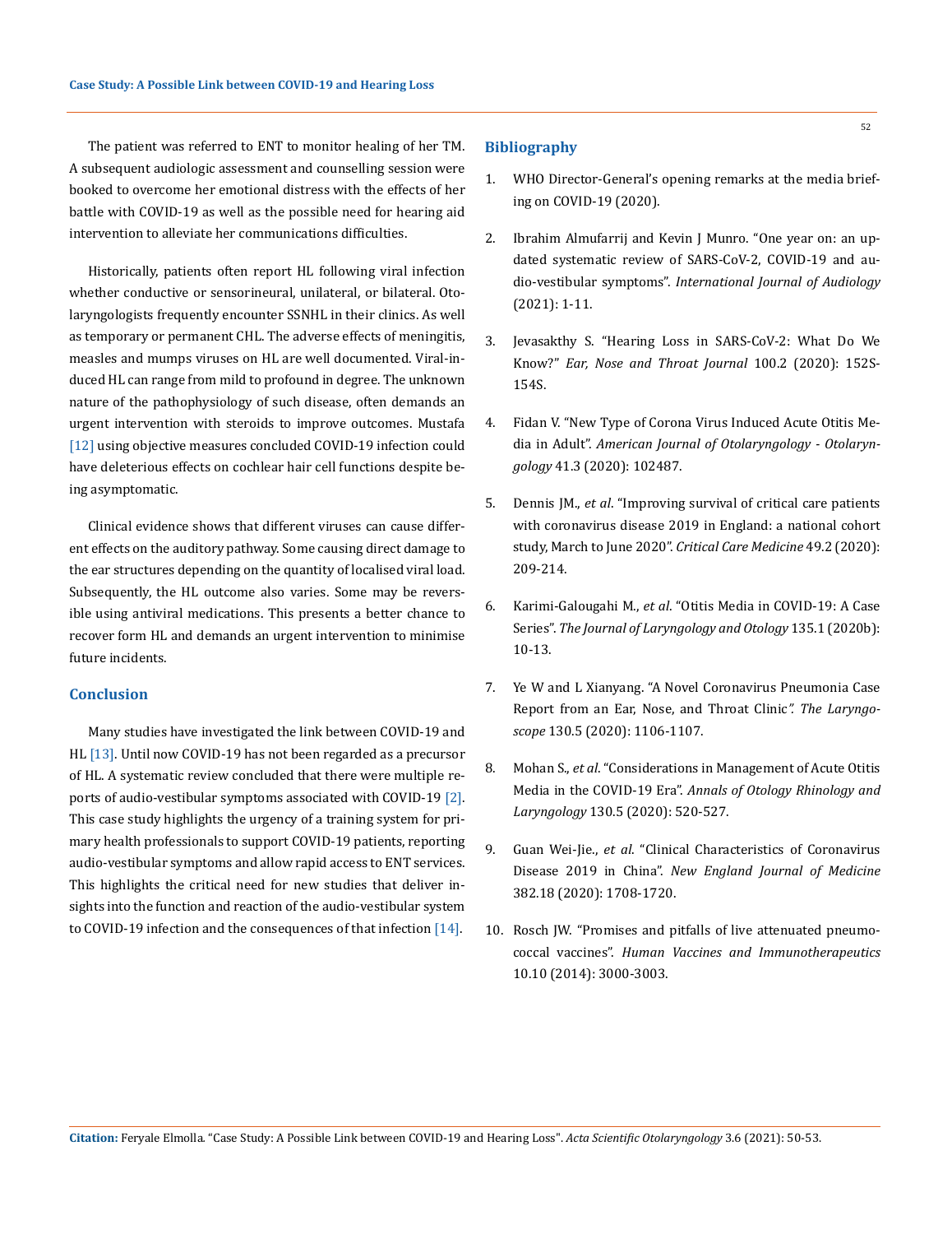The patient was referred to ENT to monitor healing of her TM. A subsequent audiologic assessment and counselling session were booked to overcome her emotional distress with the effects of her battle with COVID-19 as well as the possible need for hearing aid intervention to alleviate her communications difficulties.

Historically, patients often report HL following viral infection whether conductive or sensorineural, unilateral, or bilateral. Otolaryngologists frequently encounter SSNHL in their clinics. As well as temporary or permanent CHL. The adverse effects of meningitis, measles and mumps viruses on HL are well documented. Viral-induced HL can range from mild to profound in degree. The unknown nature of the pathophysiology of such disease, often demands an urgent intervention with steroids to improve outcomes. Mustafa [12] using objective measures concluded COVID-19 infection could have deleterious effects on cochlear hair cell functions despite being asymptomatic.

Clinical evidence shows that different viruses can cause different effects on the auditory pathway. Some causing direct damage to the ear structures depending on the quantity of localised viral load. Subsequently, the HL outcome also varies. Some may be reversible using antiviral medications. This presents a better chance to recover form HL and demands an urgent intervention to minimise future incidents.

## Conclusion

Many studies have investigated the link between COVID-19 and HL [13]. Until now COVID-19 has not been regarded as a precursor of HL. A systematic review concluded that there were multiple reports of audio-vestibular symptoms associated with COVID-19 [2]. This case study highlights the urgency of a training system for primary health professionals to support COVID-19 patients, reporting audio-vestibular symptoms and allow rapid access to ENT services. This highlights the critical need for new studies that deliver insights into the function and reaction of the audio-vestibular system to COVID-19 infection and the consequences of that infection [14].

## Bibliography

1. WHO Director-General's opening remarks at the media briefing on COVID-19 (2020).
2. Ibrahim Almufarrij and Kevin J Munro. "One year on: an updated systematic review of SARS-CoV-2, COVID-19 and audio-vestibular symptoms". *International Journal of Audiology* (2021): 1-11.
3. Jevasakthy S. "Hearing Loss in SARS-CoV-2: What Do We Know?" *Ear, Nose and Throat Journal* 100.2 (2020): 152S-154S.
4. Fidan V. "New Type of Corona Virus Induced Acute Otitis Media in Adult". *American Journal of Otolaryngology - Otolaryngology* 41.3 (2020): 102487.
5. Dennis JM., *et al*. "Improving survival of critical care patients with coronavirus disease 2019 in England: a national cohort study, March to June 2020". *Critical Care Medicine* 49.2 (2020): 209-214.
6. Karimi-Galougahi M., *et al*. "Otitis Media in COVID-19: A Case Series". *The Journal of Laryngology and Otology* 135.1 (2020b): 10-13.
7. Ye W and L Xianyang. "A Novel Coronavirus Pneumonia Case Report from an Ear, Nose, and Throat Clinic". *The Laryngoscope* 130.5 (2020): 1106-1107.
8. Mohan S., *et al*. "Considerations in Management of Acute Otitis Media in the COVID-19 Era". *Annals of Otology Rhinology and Laryngology* 130.5 (2020): 520-527.
9. Guan Wei-Jie., *et al*. "Clinical Characteristics of Coronavirus Disease 2019 in China". *New England Journal of Medicine* 382.18 (2020): 1708-1720.
10. Rosch JW. "Promises and pitfalls of live attenuated pneumococcal vaccines". *Human Vaccines and Immunotherapeutics* 10.10 (2014): 3000-3003.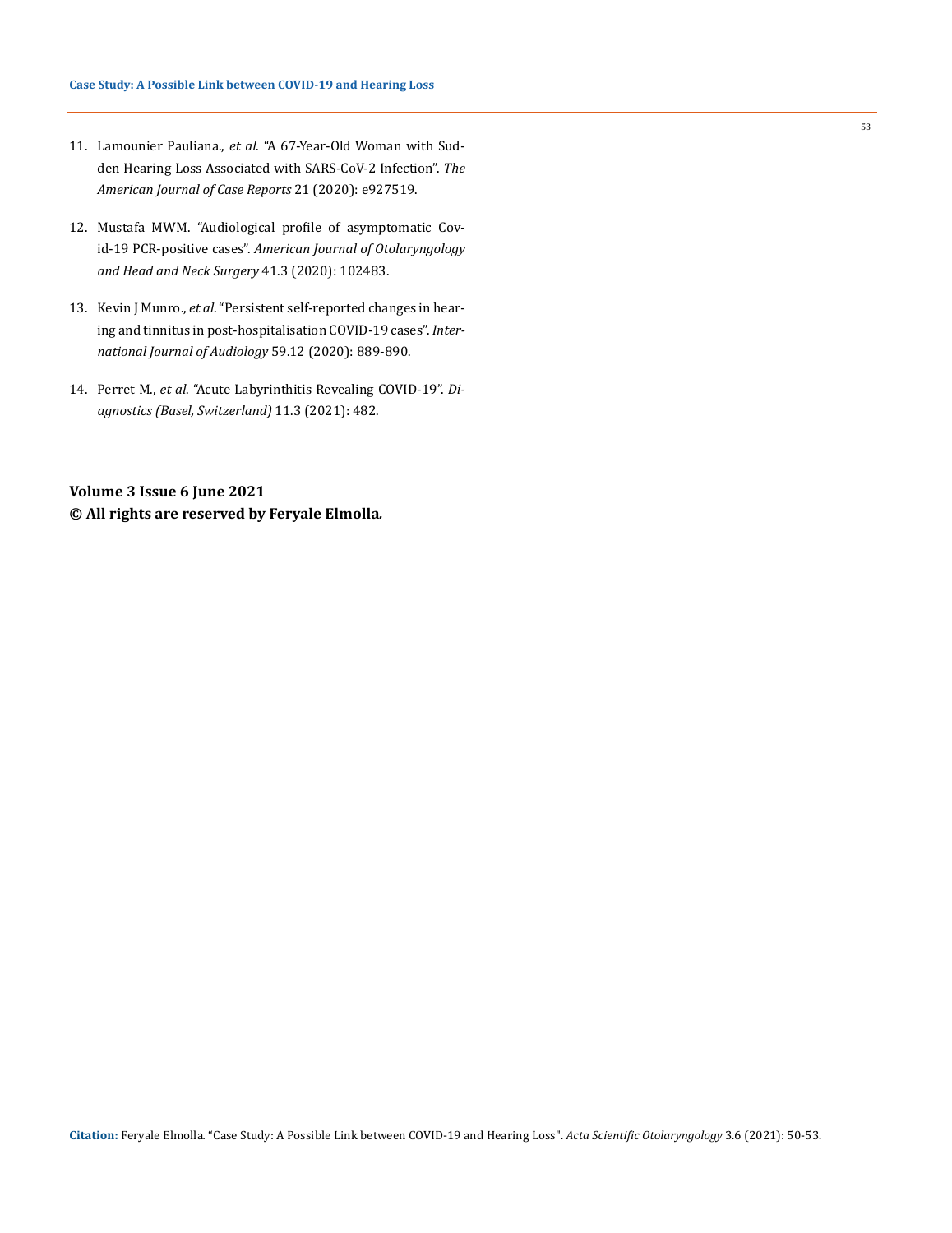11. Lamounier Pauliana., *et al*. "A 67-Year-Old Woman with Sudden Hearing Loss Associated with SARS-CoV-2 Infection". *The American Journal of Case Reports* 21 (2020): e927519.

12. Mustafa MWM. "Audiological profile of asymptomatic Covid-19 PCR-positive cases". *American Journal of Otolaryngology and Head and Neck Surgery* 41.3 (2020): 102483.

13. Kevin J Munro., *et al*. "Persistent self-reported changes in hearing and tinnitus in post-hospitalisation COVID-19 cases". *International Journal of Audiology* 59.12 (2020): 889-890.

14. Perret M., *et al*. "Acute Labyrinthitis Revealing COVID-19". *Diagnostics (Basel, Switzerland)* 11.3 (2021): 482.

**Volume 3 Issue 6 June 2021**
**© All rights are reserved by Feryale Elmolla.**